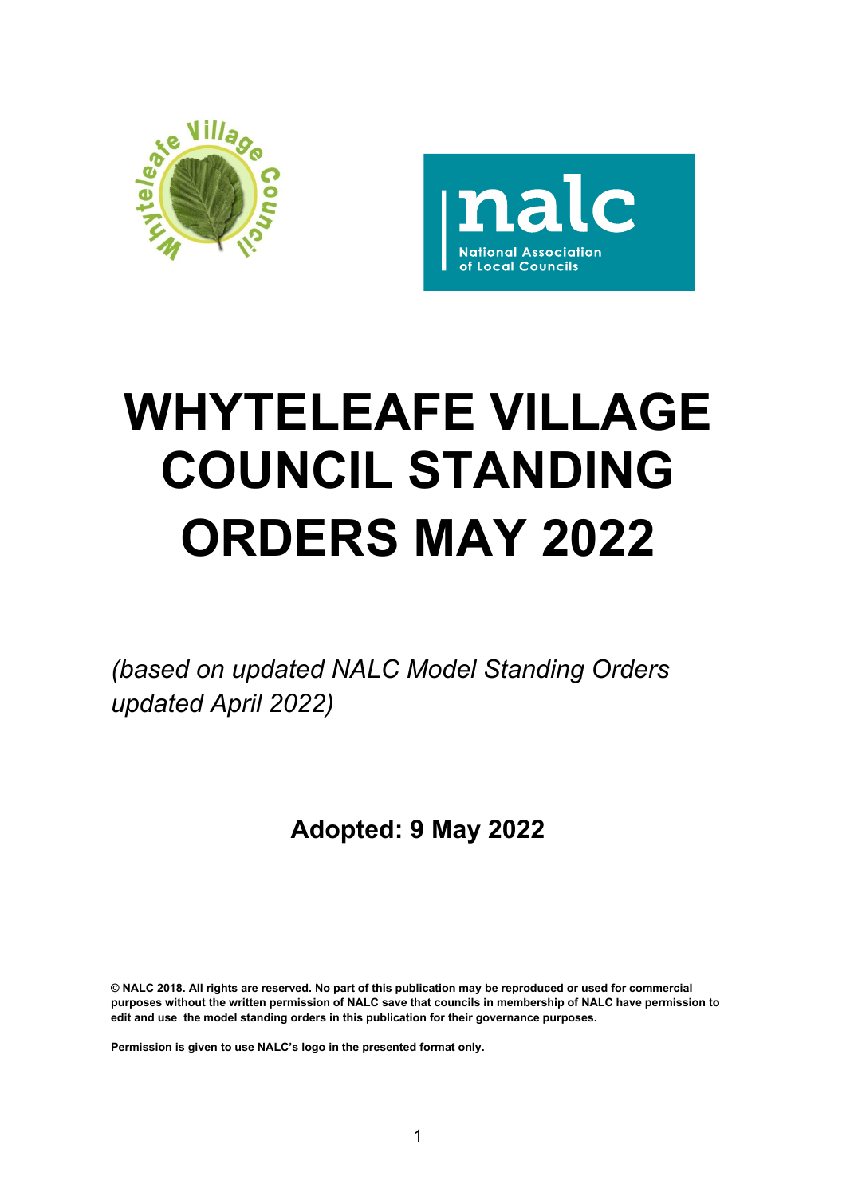# WHYTELEAFE VILLAGE COUNCIL STANDING ORDERS MAY 2022

*(based on updated NALC Model Standing Orders updated April 2022)*

**Adopted: 9 May 2022**

**© NALC 2018. All rights are reserved. No part of this publication may be reproduced or used for commercial purposes without the written permission of NALC save that councils in membership of NALC have permission to edit and use the model standing orders in this publication for their governance purposes.**

**Permission is given to use NALC's logo in the presented format only.**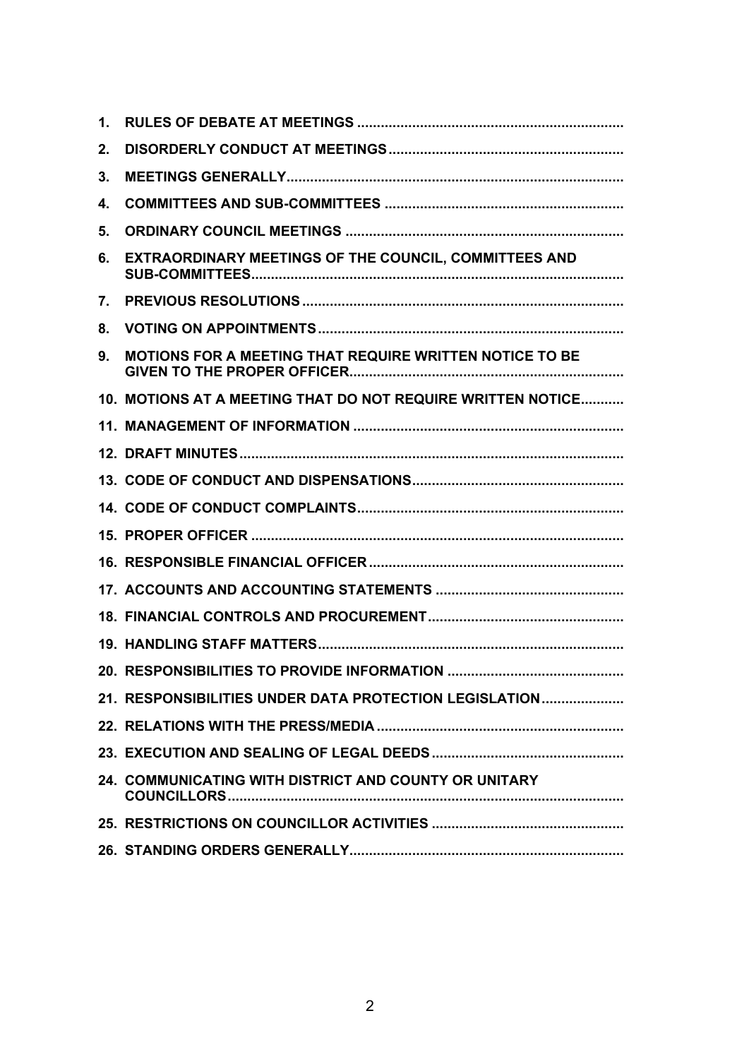1. **RULES OF DEBATE AT MEETINGS**
2. **DISORDERLY CONDUCT AT MEETINGS**
3. **MEETINGS GENERALLY**
4. **COMMITTEES AND SUB-COMMITTEES**
5. **ORDINARY COUNCIL MEETINGS**
6. **EXTRAORDINARY MEETINGS OF THE COUNCIL, COMMITTEES AND SUB-COMMITTEES**
7. **PREVIOUS RESOLUTIONS**
8. **VOTING ON APPOINTMENTS**
9. **MOTIONS FOR A MEETING THAT REQUIRE WRITTEN NOTICE TO BE GIVEN TO THE PROPER OFFICER**
10. **MOTIONS AT A MEETING THAT DO NOT REQUIRE WRITTEN NOTICE**
11. **MANAGEMENT OF INFORMATION**
12. **DRAFT MINUTES**
13. **CODE OF CONDUCT AND DISPENSATIONS**
14. **CODE OF CONDUCT COMPLAINTS**
15. **PROPER OFFICER**
16. **RESPONSIBLE FINANCIAL OFFICER**
17. **ACCOUNTS AND ACCOUNTING STATEMENTS**
18. **FINANCIAL CONTROLS AND PROCUREMENT**
19. **HANDLING STAFF MATTERS**
20. **RESPONSIBILITIES TO PROVIDE INFORMATION**
21. **RESPONSIBILITIES UNDER DATA PROTECTION LEGISLATION**
22. **RELATIONS WITH THE PRESS/MEDIA**
23. **EXECUTION AND SEALING OF LEGAL DEEDS**
24. **COMMUNICATING WITH DISTRICT AND COUNTY OR UNITARY COUNCILLORS**
25. **RESTRICTIONS ON COUNCILLOR ACTIVITIES**
26. **STANDING ORDERS GENERALLY**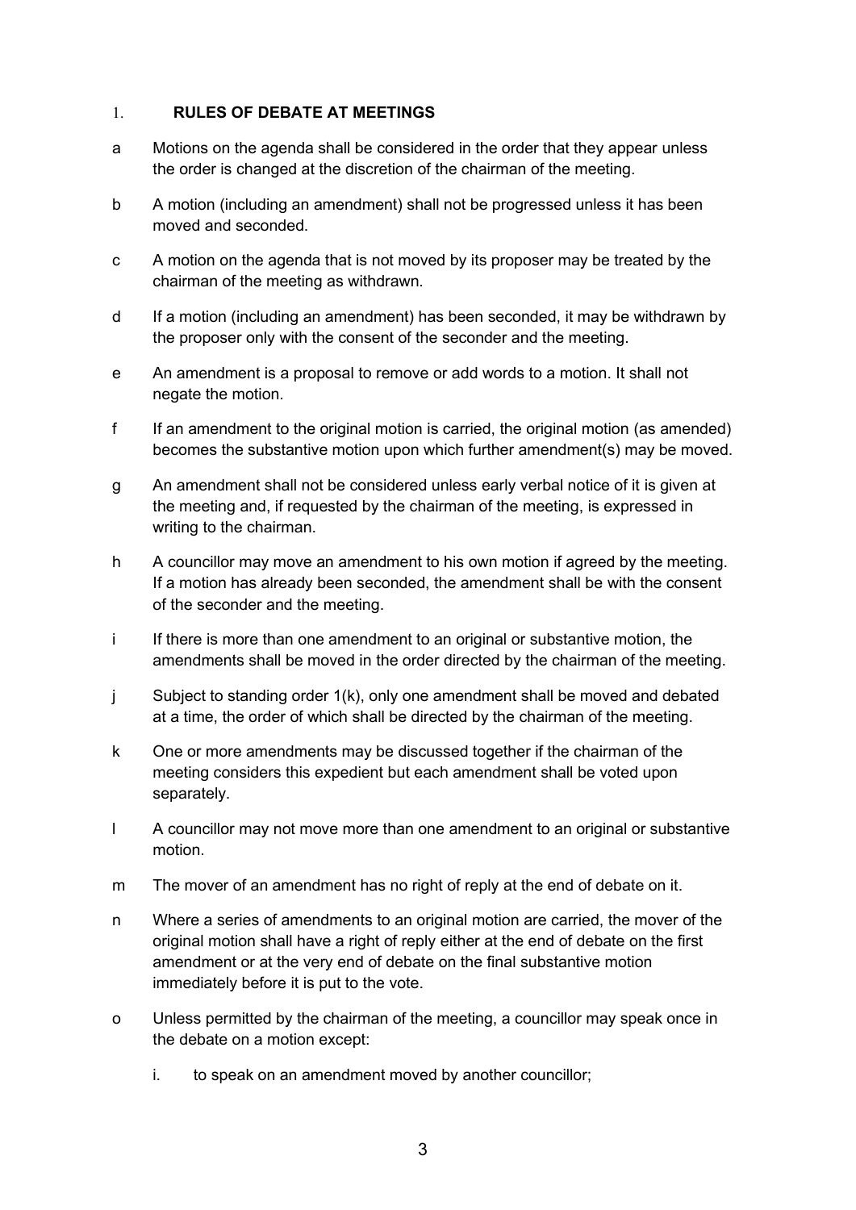## 1. RULES OF DEBATE AT MEETINGS

a Motions on the agenda shall be considered in the order that they appear unless the order is changed at the discretion of the chairman of the meeting.

b A motion (including an amendment) shall not be progressed unless it has been moved and seconded.

c A motion on the agenda that is not moved by its proposer may be treated by the chairman of the meeting as withdrawn.

d If a motion (including an amendment) has been seconded, it may be withdrawn by the proposer only with the consent of the seconder and the meeting.

e An amendment is a proposal to remove or add words to a motion. It shall not negate the motion.

f If an amendment to the original motion is carried, the original motion (as amended) becomes the substantive motion upon which further amendment(s) may be moved.

g An amendment shall not be considered unless early verbal notice of it is given at the meeting and, if requested by the chairman of the meeting, is expressed in writing to the chairman.

h A councillor may move an amendment to his own motion if agreed by the meeting. If a motion has already been seconded, the amendment shall be with the consent of the seconder and the meeting.

i If there is more than one amendment to an original or substantive motion, the amendments shall be moved in the order directed by the chairman of the meeting.

j Subject to standing order 1(k), only one amendment shall be moved and debated at a time, the order of which shall be directed by the chairman of the meeting.

k One or more amendments may be discussed together if the chairman of the meeting considers this expedient but each amendment shall be voted upon separately.

l A councillor may not move more than one amendment to an original or substantive motion.

m The mover of an amendment has no right of reply at the end of debate on it.

n Where a series of amendments to an original motion are carried, the mover of the original motion shall have a right of reply either at the end of debate on the first amendment or at the very end of debate on the final substantive motion immediately before it is put to the vote.

o Unless permitted by the chairman of the meeting, a councillor may speak once in the debate on a motion except:

   i. to speak on an amendment moved by another councillor;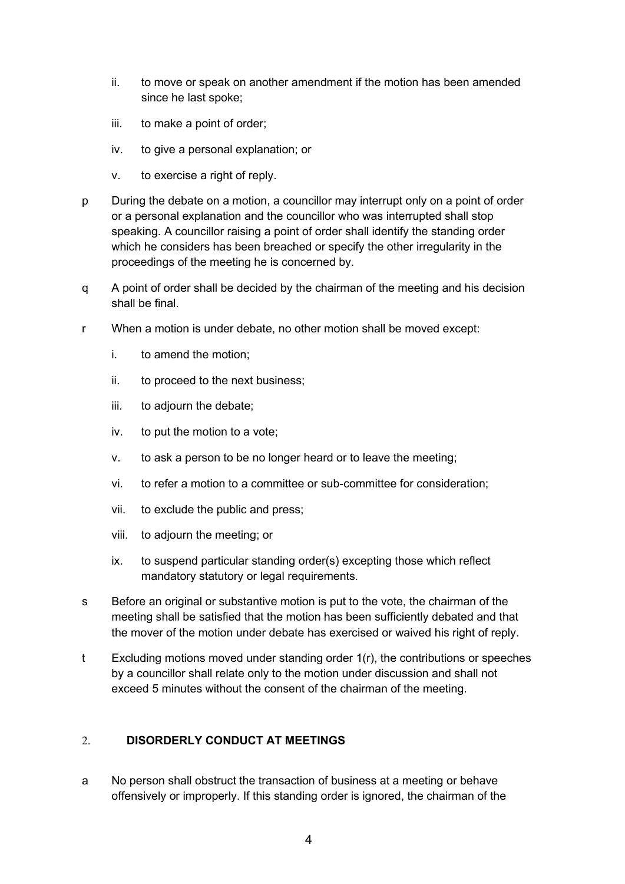ii. to move or speak on another amendment if the motion has been amended since he last spoke;

iii. to make a point of order;

iv. to give a personal explanation; or

v. to exercise a right of reply.

p During the debate on a motion, a councillor may interrupt only on a point of order or a personal explanation and the councillor who was interrupted shall stop speaking. A councillor raising a point of order shall identify the standing order which he considers has been breached or specify the other irregularity in the proceedings of the meeting he is concerned by.

q A point of order shall be decided by the chairman of the meeting and his decision shall be final.

r When a motion is under debate, no other motion shall be moved except:

i. to amend the motion;

ii. to proceed to the next business;

iii. to adjourn the debate;

iv. to put the motion to a vote;

v. to ask a person to be no longer heard or to leave the meeting;

vi. to refer a motion to a committee or sub-committee for consideration;

vii. to exclude the public and press;

viii. to adjourn the meeting; or

ix. to suspend particular standing order(s) excepting those which reflect mandatory statutory or legal requirements.

s Before an original or substantive motion is put to the vote, the chairman of the meeting shall be satisfied that the motion has been sufficiently debated and that the mover of the motion under debate has exercised or waived his right of reply.

t Excluding motions moved under standing order 1(r), the contributions or speeches by a councillor shall relate only to the motion under discussion and shall not exceed 5 minutes without the consent of the chairman of the meeting.

## 2. DISORDERLY CONDUCT AT MEETINGS

a No person shall obstruct the transaction of business at a meeting or behave offensively or improperly. If this standing order is ignored, the chairman of the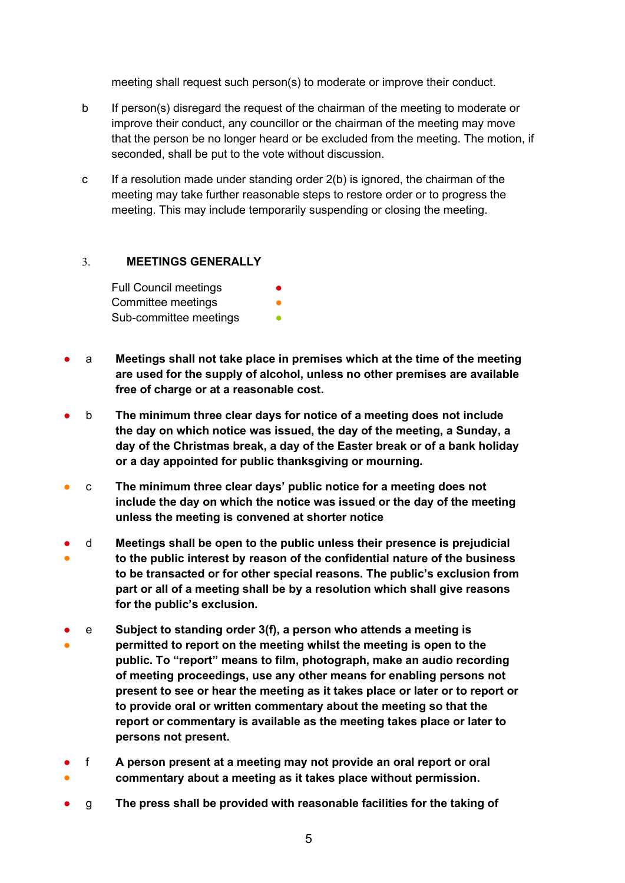meeting shall request such person(s) to moderate or improve their conduct.

b If person(s) disregard the request of the chairman of the meeting to moderate or improve their conduct, any councillor or the chairman of the meeting may move that the person be no longer heard or be excluded from the meeting. The motion, if seconded, shall be put to the vote without discussion.

c If a resolution made under standing order 2(b) is ignored, the chairman of the meeting may take further reasonable steps to restore order or to progress the meeting. This may include temporarily suspending or closing the meeting.

## 3. MEETINGS GENERALLY

Full Council meetings ●
Committee meetings ●
Sub-committee meetings ●

● a **Meetings shall not take place in premises which at the time of the meeting are used for the supply of alcohol, unless no other premises are available free of charge or at a reasonable cost.**

● b **The minimum three clear days for notice of a meeting does not include the day on which notice was issued, the day of the meeting, a Sunday, a day of the Christmas break, a day of the Easter break or of a bank holiday or a day appointed for public thanksgiving or mourning.**

● c **The minimum three clear days' public notice for a meeting does not include the day on which the notice was issued or the day of the meeting unless the meeting is convened at shorter notice**

● ● d **Meetings shall be open to the public unless their presence is prejudicial to the public interest by reason of the confidential nature of the business to be transacted or for other special reasons. The public's exclusion from part or all of a meeting shall be by a resolution which shall give reasons for the public's exclusion.**

● ● e **Subject to standing order 3(f), a person who attends a meeting is permitted to report on the meeting whilst the meeting is open to the public. To "report" means to film, photograph, make an audio recording of meeting proceedings, use any other means for enabling persons not present to see or hear the meeting as it takes place or later or to report or to provide oral or written commentary about the meeting so that the report or commentary is available as the meeting takes place or later to persons not present.**

● ● f **A person present at a meeting may not provide an oral report or oral commentary about a meeting as it takes place without permission.**

● g **The press shall be provided with reasonable facilities for the taking of**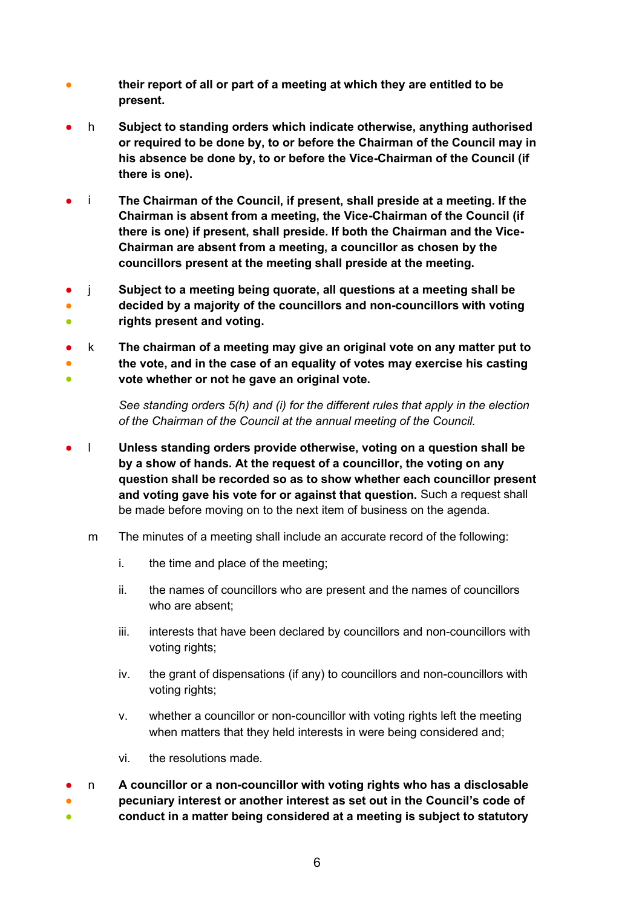**their report of all or part of a meeting at which they are entitled to be present.**

h **Subject to standing orders which indicate otherwise, anything authorised or required to be done by, to or before the Chairman of the Council may in his absence be done by, to or before the Vice-Chairman of the Council (if there is one).**

i **The Chairman of the Council, if present, shall preside at a meeting. If the Chairman is absent from a meeting, the Vice-Chairman of the Council (if there is one) if present, shall preside. If both the Chairman and the Vice-Chairman are absent from a meeting, a councillor as chosen by the councillors present at the meeting shall preside at the meeting.**

j **Subject to a meeting being quorate, all questions at a meeting shall be decided by a majority of the councillors and non-councillors with voting rights present and voting.**

k **The chairman of a meeting may give an original vote on any matter put to the vote, and in the case of an equality of votes may exercise his casting vote whether or not he gave an original vote.**

*See standing orders 5(h) and (i) for the different rules that apply in the election of the Chairman of the Council at the annual meeting of the Council.*

l **Unless standing orders provide otherwise, voting on a question shall be by a show of hands. At the request of a councillor, the voting on any question shall be recorded so as to show whether each councillor present and voting gave his vote for or against that question.** Such a request shall be made before moving on to the next item of business on the agenda.

m The minutes of a meeting shall include an accurate record of the following:

i. the time and place of the meeting;

ii. the names of councillors who are present and the names of councillors who are absent;

iii. interests that have been declared by councillors and non-councillors with voting rights;

iv. the grant of dispensations (if any) to councillors and non-councillors with voting rights;

v. whether a councillor or non-councillor with voting rights left the meeting when matters that they held interests in were being considered and;

vi. the resolutions made.

n **A councillor or a non-councillor with voting rights who has a disclosable pecuniary interest or another interest as set out in the Council's code of conduct in a matter being considered at a meeting is subject to statutory**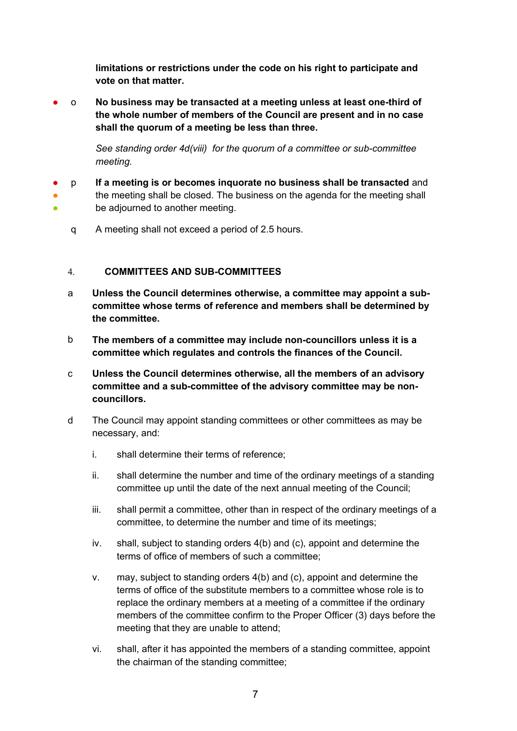**limitations or restrictions under the code on his right to participate and vote on that matter.**

● o **No business may be transacted at a meeting unless at least one-third of the whole number of members of the Council are present and in no case shall the quorum of a meeting be less than three.**

*See standing order 4d(viii) for the quorum of a committee or sub-committee meeting.*

● ● ● p **If a meeting is or becomes inquorate no business shall be transacted** and the meeting shall be closed. The business on the agenda for the meeting shall be adjourned to another meeting.

q A meeting shall not exceed a period of 2.5 hours.

4. **COMMITTEES AND SUB-COMMITTEES**

a **Unless the Council determines otherwise, a committee may appoint a sub-committee whose terms of reference and members shall be determined by the committee.**

b **The members of a committee may include non-councillors unless it is a committee which regulates and controls the finances of the Council.**

c **Unless the Council determines otherwise, all the members of an advisory committee and a sub-committee of the advisory committee may be non-councillors.**

d The Council may appoint standing committees or other committees as may be necessary, and:

i. shall determine their terms of reference;

ii. shall determine the number and time of the ordinary meetings of a standing committee up until the date of the next annual meeting of the Council;

iii. shall permit a committee, other than in respect of the ordinary meetings of a committee, to determine the number and time of its meetings;

iv. shall, subject to standing orders 4(b) and (c), appoint and determine the terms of office of members of such a committee;

v. may, subject to standing orders 4(b) and (c), appoint and determine the terms of office of the substitute members to a committee whose role is to replace the ordinary members at a meeting of a committee if the ordinary members of the committee confirm to the Proper Officer (3) days before the meeting that they are unable to attend;

vi. shall, after it has appointed the members of a standing committee, appoint the chairman of the standing committee;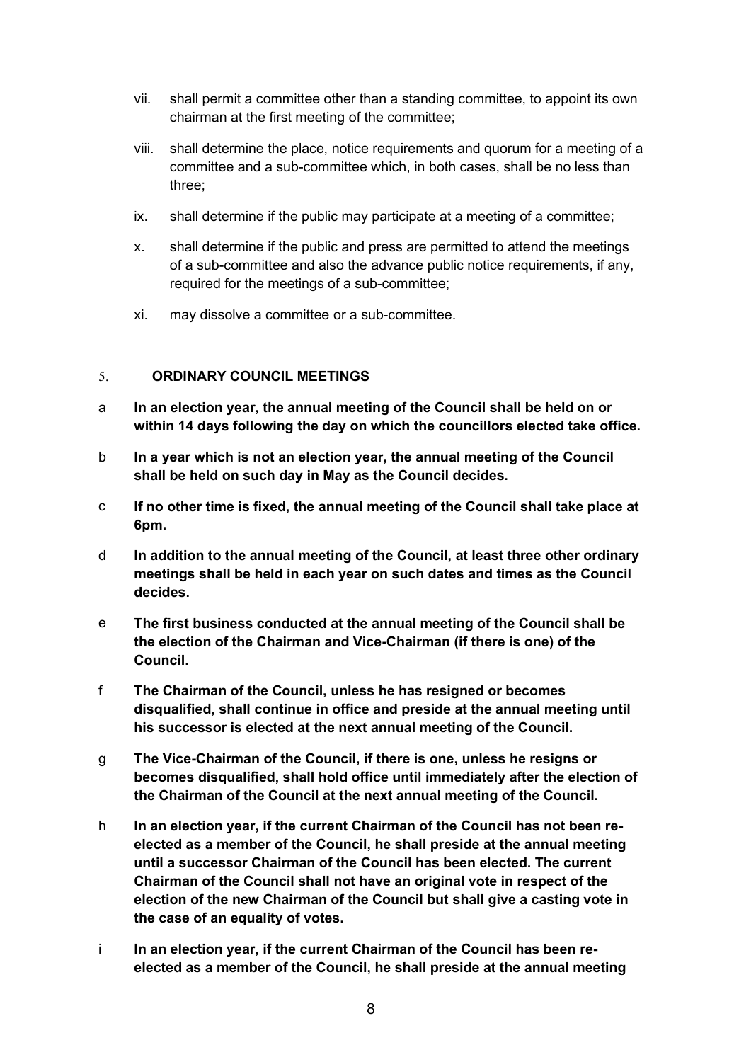vii. shall permit a committee other than a standing committee, to appoint its own chairman at the first meeting of the committee;

viii. shall determine the place, notice requirements and quorum for a meeting of a committee and a sub-committee which, in both cases, shall be no less than three;

ix. shall determine if the public may participate at a meeting of a committee;

x. shall determine if the public and press are permitted to attend the meetings of a sub-committee and also the advance public notice requirements, if any, required for the meetings of a sub-committee;

xi. may dissolve a committee or a sub-committee.

## 5. ORDINARY COUNCIL MEETINGS

a **In an election year, the annual meeting of the Council shall be held on or within 14 days following the day on which the councillors elected take office.**

b **In a year which is not an election year, the annual meeting of the Council shall be held on such day in May as the Council decides.**

c **If no other time is fixed, the annual meeting of the Council shall take place at 6pm.**

d **In addition to the annual meeting of the Council, at least three other ordinary meetings shall be held in each year on such dates and times as the Council decides.**

e **The first business conducted at the annual meeting of the Council shall be the election of the Chairman and Vice-Chairman (if there is one) of the Council.**

f **The Chairman of the Council, unless he has resigned or becomes disqualified, shall continue in office and preside at the annual meeting until his successor is elected at the next annual meeting of the Council.**

g **The Vice-Chairman of the Council, if there is one, unless he resigns or becomes disqualified, shall hold office until immediately after the election of the Chairman of the Council at the next annual meeting of the Council.**

h **In an election year, if the current Chairman of the Council has not been re-elected as a member of the Council, he shall preside at the annual meeting until a successor Chairman of the Council has been elected. The current Chairman of the Council shall not have an original vote in respect of the election of the new Chairman of the Council but shall give a casting vote in the case of an equality of votes.**

i **In an election year, if the current Chairman of the Council has been re-elected as a member of the Council, he shall preside at the annual meeting**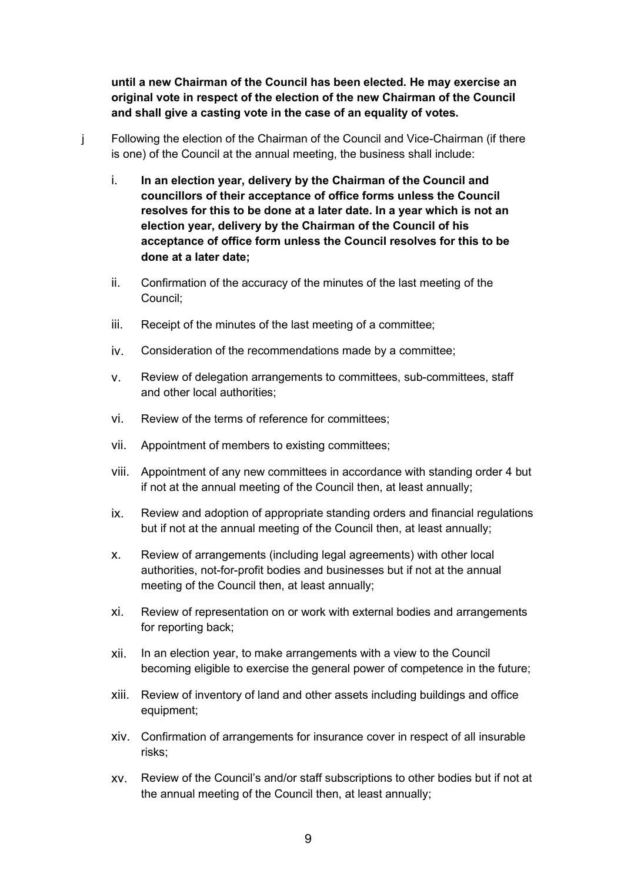**until a new Chairman of the Council has been elected. He may exercise an original vote in respect of the election of the new Chairman of the Council and shall give a casting vote in the case of an equality of votes.**

j Following the election of the Chairman of the Council and Vice-Chairman (if there is one) of the Council at the annual meeting, the business shall include:

i. **In an election year, delivery by the Chairman of the Council and councillors of their acceptance of office forms unless the Council resolves for this to be done at a later date. In a year which is not an election year, delivery by the Chairman of the Council of his acceptance of office form unless the Council resolves for this to be done at a later date;**

ii. Confirmation of the accuracy of the minutes of the last meeting of the Council;

iii. Receipt of the minutes of the last meeting of a committee;

iv. Consideration of the recommendations made by a committee;

v. Review of delegation arrangements to committees, sub-committees, staff and other local authorities;

vi. Review of the terms of reference for committees;

vii. Appointment of members to existing committees;

viii. Appointment of any new committees in accordance with standing order 4 but if not at the annual meeting of the Council then, at least annually;

ix. Review and adoption of appropriate standing orders and financial regulations but if not at the annual meeting of the Council then, at least annually;

x. Review of arrangements (including legal agreements) with other local authorities, not-for-profit bodies and businesses but if not at the annual meeting of the Council then, at least annually;

xi. Review of representation on or work with external bodies and arrangements for reporting back;

xii. In an election year, to make arrangements with a view to the Council becoming eligible to exercise the general power of competence in the future;

xiii. Review of inventory of land and other assets including buildings and office equipment;

xiv. Confirmation of arrangements for insurance cover in respect of all insurable risks;

xv. Review of the Council's and/or staff subscriptions to other bodies but if not at the annual meeting of the Council then, at least annually;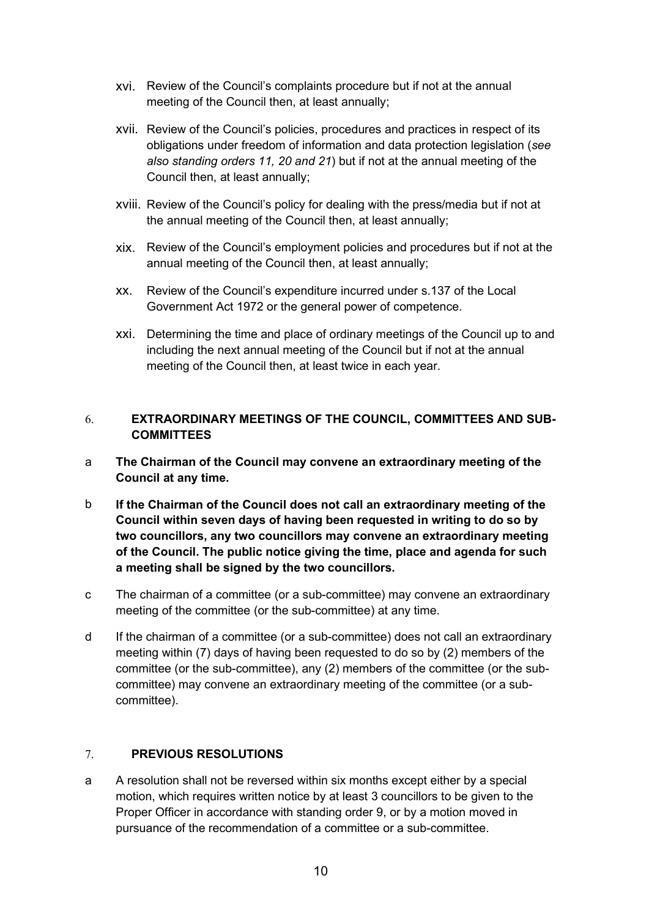xvi. Review of the Council's complaints procedure but if not at the annual meeting of the Council then, at least annually;

xvii. Review of the Council's policies, procedures and practices in respect of its obligations under freedom of information and data protection legislation (*see also standing orders 11, 20 and 21*) but if not at the annual meeting of the Council then, at least annually;

xviii. Review of the Council's policy for dealing with the press/media but if not at the annual meeting of the Council then, at least annually;

xix. Review of the Council's employment policies and procedures but if not at the annual meeting of the Council then, at least annually;

xx. Review of the Council's expenditure incurred under s.137 of the Local Government Act 1972 or the general power of competence.

xxi. Determining the time and place of ordinary meetings of the Council up to and including the next annual meeting of the Council but if not at the annual meeting of the Council then, at least twice in each year.

## 6. EXTRAORDINARY MEETINGS OF THE COUNCIL, COMMITTEES AND SUB-COMMITTEES

a **The Chairman of the Council may convene an extraordinary meeting of the Council at any time.**

b **If the Chairman of the Council does not call an extraordinary meeting of the Council within seven days of having been requested in writing to do so by two councillors, any two councillors may convene an extraordinary meeting of the Council. The public notice giving the time, place and agenda for such a meeting shall be signed by the two councillors.**

c The chairman of a committee (or a sub-committee) may convene an extraordinary meeting of the committee (or the sub-committee) at any time.

d If the chairman of a committee (or a sub-committee) does not call an extraordinary meeting within (7) days of having been requested to do so by (2) members of the committee (or the sub-committee), any (2) members of the committee (or the sub-committee) may convene an extraordinary meeting of the committee (or a sub-committee).

## 7. PREVIOUS RESOLUTIONS

a A resolution shall not be reversed within six months except either by a special motion, which requires written notice by at least 3 councillors to be given to the Proper Officer in accordance with standing order 9, or by a motion moved in pursuance of the recommendation of a committee or a sub-committee.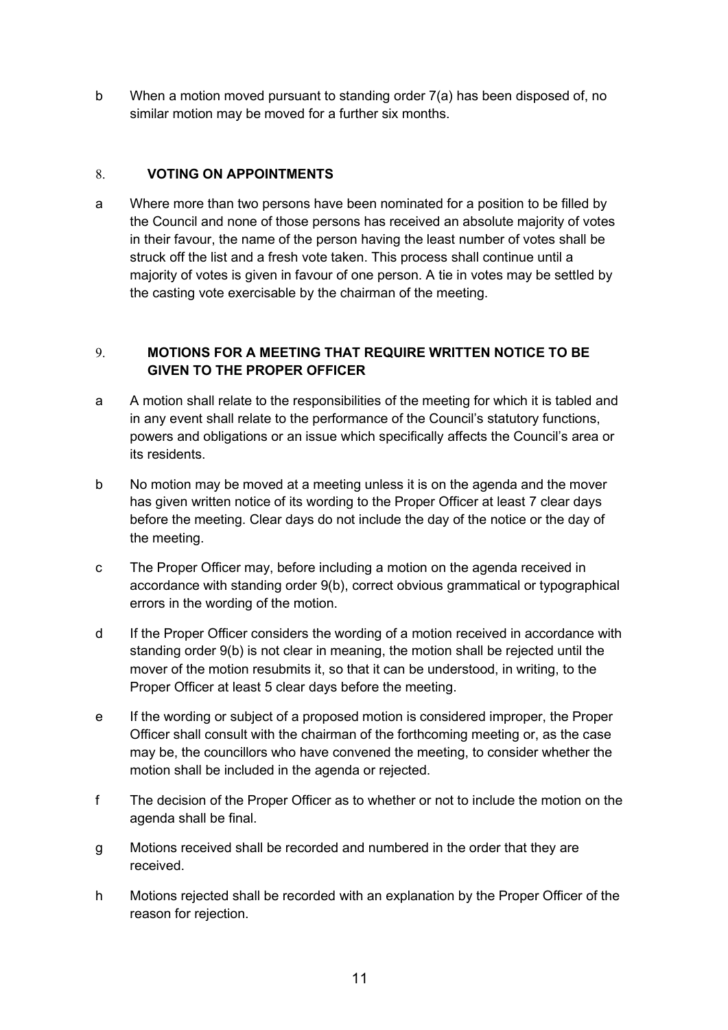b When a motion moved pursuant to standing order 7(a) has been disposed of, no similar motion may be moved for a further six months.

## 8. VOTING ON APPOINTMENTS

a Where more than two persons have been nominated for a position to be filled by the Council and none of those persons has received an absolute majority of votes in their favour, the name of the person having the least number of votes shall be struck off the list and a fresh vote taken. This process shall continue until a majority of votes is given in favour of one person. A tie in votes may be settled by the casting vote exercisable by the chairman of the meeting.

## 9. MOTIONS FOR A MEETING THAT REQUIRE WRITTEN NOTICE TO BE GIVEN TO THE PROPER OFFICER

a A motion shall relate to the responsibilities of the meeting for which it is tabled and in any event shall relate to the performance of the Council's statutory functions, powers and obligations or an issue which specifically affects the Council's area or its residents.

b No motion may be moved at a meeting unless it is on the agenda and the mover has given written notice of its wording to the Proper Officer at least 7 clear days before the meeting. Clear days do not include the day of the notice or the day of the meeting.

c The Proper Officer may, before including a motion on the agenda received in accordance with standing order 9(b), correct obvious grammatical or typographical errors in the wording of the motion.

d If the Proper Officer considers the wording of a motion received in accordance with standing order 9(b) is not clear in meaning, the motion shall be rejected until the mover of the motion resubmits it, so that it can be understood, in writing, to the Proper Officer at least 5 clear days before the meeting.

e If the wording or subject of a proposed motion is considered improper, the Proper Officer shall consult with the chairman of the forthcoming meeting or, as the case may be, the councillors who have convened the meeting, to consider whether the motion shall be included in the agenda or rejected.

f The decision of the Proper Officer as to whether or not to include the motion on the agenda shall be final.

g Motions received shall be recorded and numbered in the order that they are received.

h Motions rejected shall be recorded with an explanation by the Proper Officer of the reason for rejection.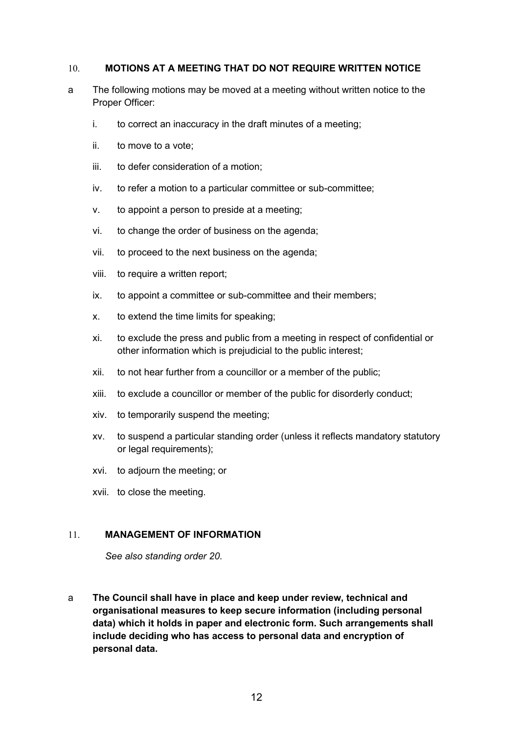## 10. MOTIONS AT A MEETING THAT DO NOT REQUIRE WRITTEN NOTICE

a The following motions may be moved at a meeting without written notice to the Proper Officer:

i. to correct an inaccuracy in the draft minutes of a meeting;

ii. to move to a vote;

iii. to defer consideration of a motion;

iv. to refer a motion to a particular committee or sub-committee;

v. to appoint a person to preside at a meeting;

vi. to change the order of business on the agenda;

vii. to proceed to the next business on the agenda;

viii. to require a written report;

ix. to appoint a committee or sub-committee and their members;

x. to extend the time limits for speaking;

xi. to exclude the press and public from a meeting in respect of confidential or other information which is prejudicial to the public interest;

xii. to not hear further from a councillor or a member of the public;

xiii. to exclude a councillor or member of the public for disorderly conduct;

xiv. to temporarily suspend the meeting;

xv. to suspend a particular standing order (unless it reflects mandatory statutory or legal requirements);

xvi. to adjourn the meeting; or

xvii. to close the meeting.

## 11. MANAGEMENT OF INFORMATION

*See also standing order 20.*

a **The Council shall have in place and keep under review, technical and organisational measures to keep secure information (including personal data) which it holds in paper and electronic form. Such arrangements shall include deciding who has access to personal data and encryption of personal data.**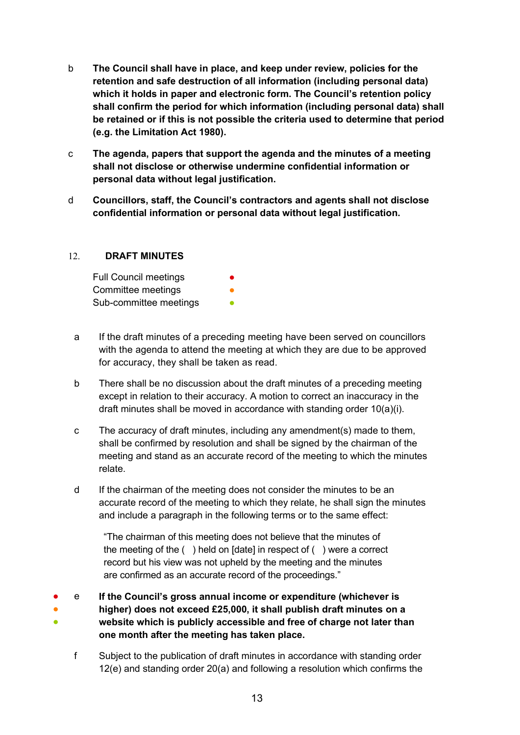b **The Council shall have in place, and keep under review, policies for the retention and safe destruction of all information (including personal data) which it holds in paper and electronic form. The Council's retention policy shall confirm the period for which information (including personal data) shall be retained or if this is not possible the criteria used to determine that period (e.g. the Limitation Act 1980).**

c **The agenda, papers that support the agenda and the minutes of a meeting shall not disclose or otherwise undermine confidential information or personal data without legal justification.**

d **Councillors, staff, the Council's contractors and agents shall not disclose confidential information or personal data without legal justification.**

## 12. DRAFT MINUTES

Full Council meetings ●
Committee meetings ●
Sub-committee meetings ●

a If the draft minutes of a preceding meeting have been served on councillors with the agenda to attend the meeting at which they are due to be approved for accuracy, they shall be taken as read.

b There shall be no discussion about the draft minutes of a preceding meeting except in relation to their accuracy. A motion to correct an inaccuracy in the draft minutes shall be moved in accordance with standing order 10(a)(i).

c The accuracy of draft minutes, including any amendment(s) made to them, shall be confirmed by resolution and shall be signed by the chairman of the meeting and stand as an accurate record of the meeting to which the minutes relate.

d If the chairman of the meeting does not consider the minutes to be an accurate record of the meeting to which they relate, he shall sign the minutes and include a paragraph in the following terms or to the same effect:

> "The chairman of this meeting does not believe that the minutes of the meeting of the ( ) held on [date] in respect of ( ) were a correct record but his view was not upheld by the meeting and the minutes are confirmed as an accurate record of the proceedings."

● ● ● e **If the Council's gross annual income or expenditure (whichever is higher) does not exceed £25,000, it shall publish draft minutes on a website which is publicly accessible and free of charge not later than one month after the meeting has taken place.**

f Subject to the publication of draft minutes in accordance with standing order 12(e) and standing order 20(a) and following a resolution which confirms the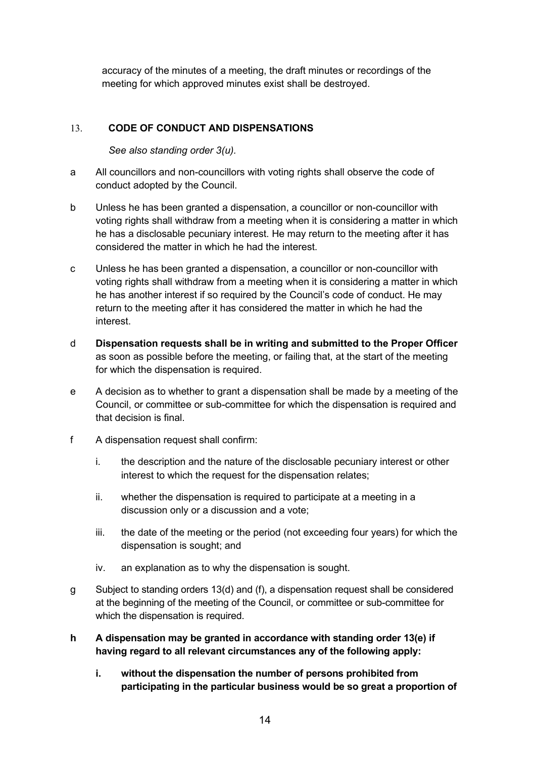accuracy of the minutes of a meeting, the draft minutes or recordings of the meeting for which approved minutes exist shall be destroyed.

## 13. CODE OF CONDUCT AND DISPENSATIONS

*See also standing order 3(u).*

a All councillors and non-councillors with voting rights shall observe the code of conduct adopted by the Council.

b Unless he has been granted a dispensation, a councillor or non-councillor with voting rights shall withdraw from a meeting when it is considering a matter in which he has a disclosable pecuniary interest. He may return to the meeting after it has considered the matter in which he had the interest.

c Unless he has been granted a dispensation, a councillor or non-councillor with voting rights shall withdraw from a meeting when it is considering a matter in which he has another interest if so required by the Council's code of conduct. He may return to the meeting after it has considered the matter in which he had the interest.

d **Dispensation requests shall be in writing and submitted to the Proper Officer** as soon as possible before the meeting, or failing that, at the start of the meeting for which the dispensation is required.

e A decision as to whether to grant a dispensation shall be made by a meeting of the Council, or committee or sub-committee for which the dispensation is required and that decision is final.

f A dispensation request shall confirm:

   i. the description and the nature of the disclosable pecuniary interest or other interest to which the request for the dispensation relates;

   ii. whether the dispensation is required to participate at a meeting in a discussion only or a discussion and a vote;

   iii. the date of the meeting or the period (not exceeding four years) for which the dispensation is sought; and

   iv. an explanation as to why the dispensation is sought.

g Subject to standing orders 13(d) and (f), a dispensation request shall be considered at the beginning of the meeting of the Council, or committee or sub-committee for which the dispensation is required.

**h A dispensation may be granted in accordance with standing order 13(e) if having regard to all relevant circumstances any of the following apply:**

   **i. without the dispensation the number of persons prohibited from participating in the particular business would be so great a proportion of**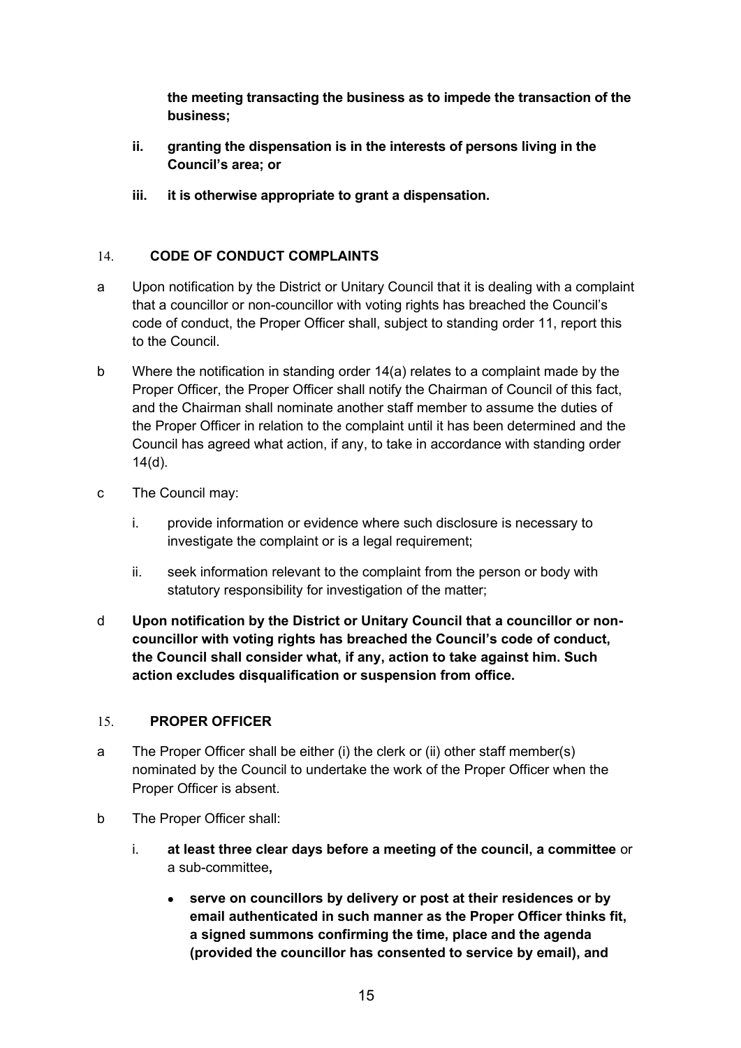**the meeting transacting the business as to impede the transaction of the business;**

- **ii. granting the dispensation is in the interests of persons living in the Council's area; or**
- **iii. it is otherwise appropriate to grant a dispensation.**

## 14. CODE OF CONDUCT COMPLAINTS

a Upon notification by the District or Unitary Council that it is dealing with a complaint that a councillor or non-councillor with voting rights has breached the Council's code of conduct, the Proper Officer shall, subject to standing order 11, report this to the Council.

b Where the notification in standing order 14(a) relates to a complaint made by the Proper Officer, the Proper Officer shall notify the Chairman of Council of this fact, and the Chairman shall nominate another staff member to assume the duties of the Proper Officer in relation to the complaint until it has been determined and the Council has agreed what action, if any, to take in accordance with standing order 14(d).

c The Council may:

- i. provide information or evidence where such disclosure is necessary to investigate the complaint or is a legal requirement;
- ii. seek information relevant to the complaint from the person or body with statutory responsibility for investigation of the matter;

d **Upon notification by the District or Unitary Council that a councillor or non-councillor with voting rights has breached the Council's code of conduct, the Council shall consider what, if any, action to take against him. Such action excludes disqualification or suspension from office.**

## 15. PROPER OFFICER

a The Proper Officer shall be either (i) the clerk or (ii) other staff member(s) nominated by the Council to undertake the work of the Proper Officer when the Proper Officer is absent.

b The Proper Officer shall:

- i. **at least three clear days before a meeting of the council, a committee** or a sub-committee**,**
  - **serve on councillors by delivery or post at their residences or by email authenticated in such manner as the Proper Officer thinks fit, a signed summons confirming the time, place and the agenda (provided the councillor has consented to service by email), and**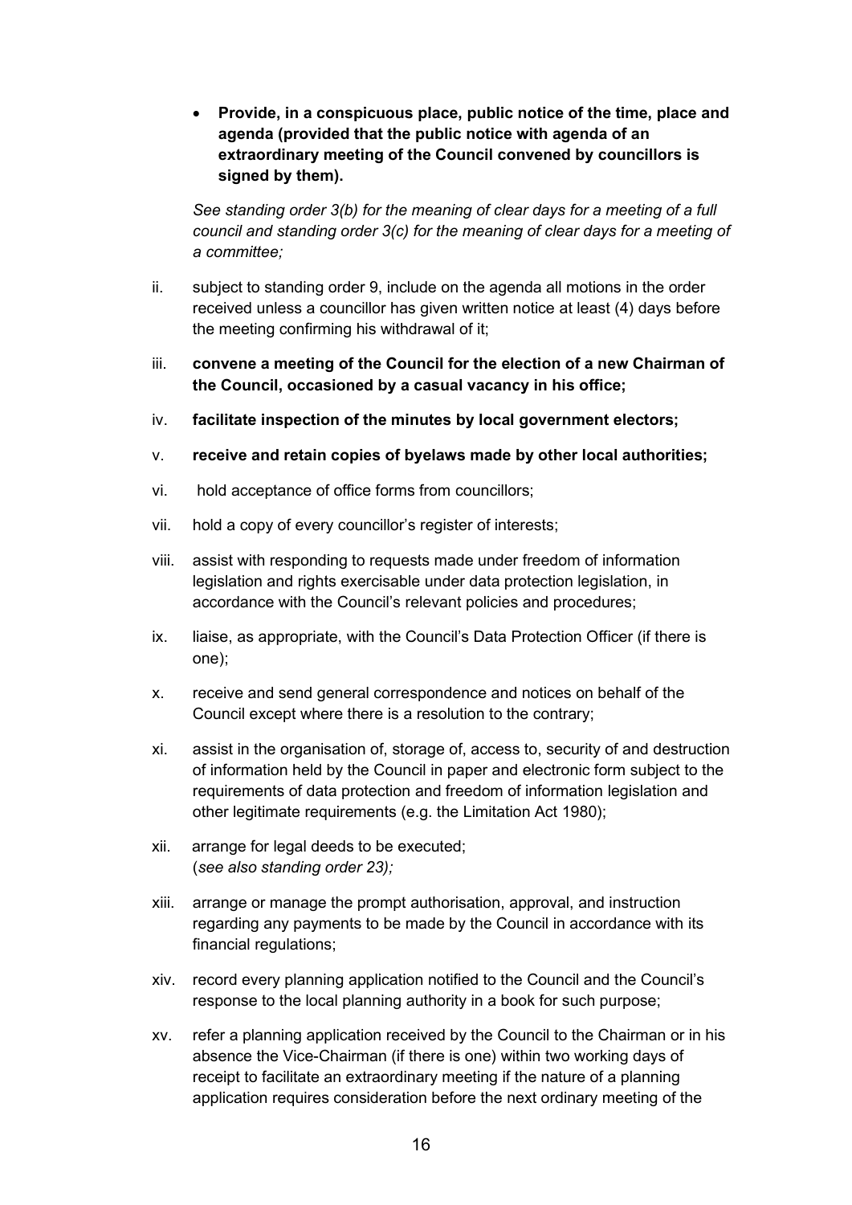- **Provide, in a conspicuous place, public notice of the time, place and agenda (provided that the public notice with agenda of an extraordinary meeting of the Council convened by councillors is signed by them).**

  *See standing order 3(b) for the meaning of clear days for a meeting of a full council and standing order 3(c) for the meaning of clear days for a meeting of a committee;*

ii. subject to standing order 9, include on the agenda all motions in the order received unless a councillor has given written notice at least (4) days before the meeting confirming his withdrawal of it;

iii. **convene a meeting of the Council for the election of a new Chairman of the Council, occasioned by a casual vacancy in his office;**

iv. **facilitate inspection of the minutes by local government electors;**

v. **receive and retain copies of byelaws made by other local authorities;**

vi. hold acceptance of office forms from councillors;

vii. hold a copy of every councillor's register of interests;

viii. assist with responding to requests made under freedom of information legislation and rights exercisable under data protection legislation, in accordance with the Council's relevant policies and procedures;

ix. liaise, as appropriate, with the Council's Data Protection Officer (if there is one);

x. receive and send general correspondence and notices on behalf of the Council except where there is a resolution to the contrary;

xi. assist in the organisation of, storage of, access to, security of and destruction of information held by the Council in paper and electronic form subject to the requirements of data protection and freedom of information legislation and other legitimate requirements (e.g. the Limitation Act 1980);

xii. arrange for legal deeds to be executed;
(*see also standing order 23);*

xiii. arrange or manage the prompt authorisation, approval, and instruction regarding any payments to be made by the Council in accordance with its financial regulations;

xiv. record every planning application notified to the Council and the Council's response to the local planning authority in a book for such purpose;

xv. refer a planning application received by the Council to the Chairman or in his absence the Vice-Chairman (if there is one) within two working days of receipt to facilitate an extraordinary meeting if the nature of a planning application requires consideration before the next ordinary meeting of the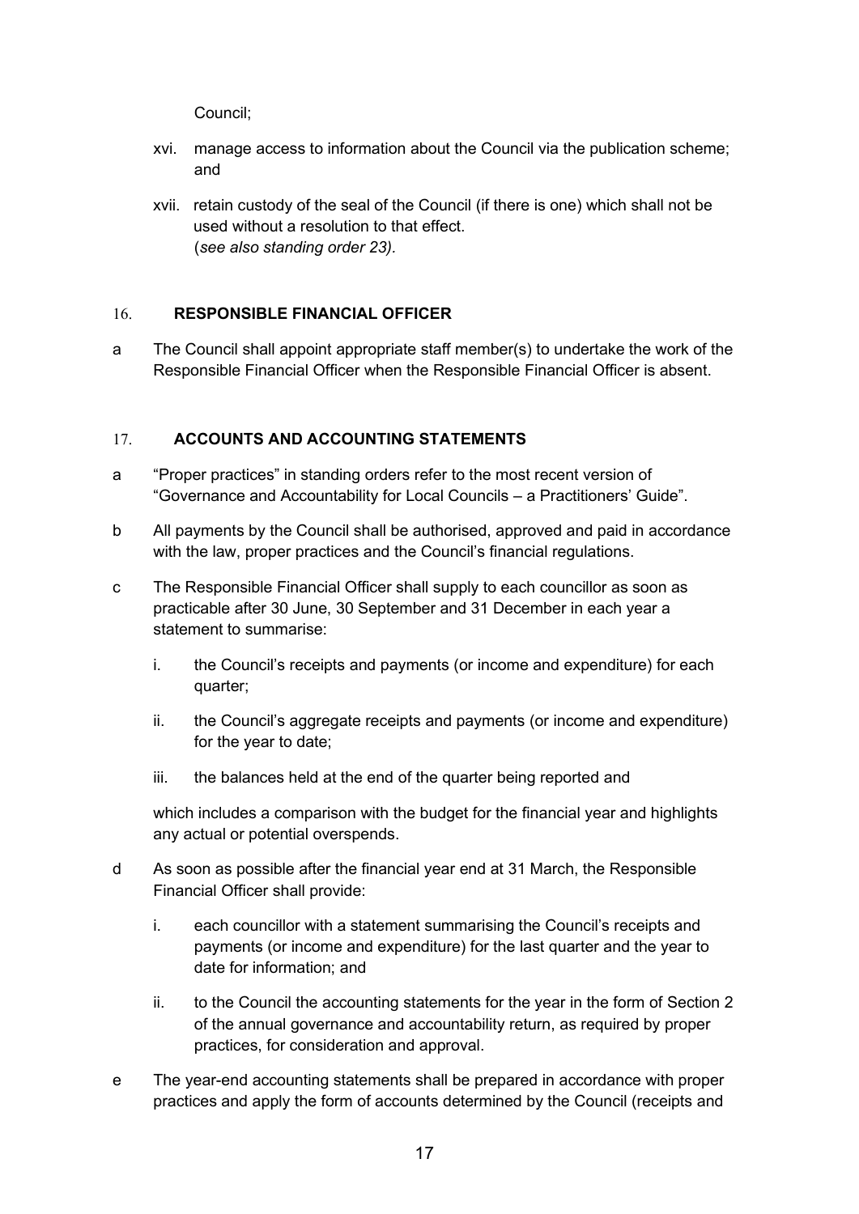Council;

xvi. manage access to information about the Council via the publication scheme; and

xvii. retain custody of the seal of the Council (if there is one) which shall not be used without a resolution to that effect.
(*see also standing order 23).*

## 16. RESPONSIBLE FINANCIAL OFFICER

a The Council shall appoint appropriate staff member(s) to undertake the work of the Responsible Financial Officer when the Responsible Financial Officer is absent.

## 17. ACCOUNTS AND ACCOUNTING STATEMENTS

a "Proper practices" in standing orders refer to the most recent version of "Governance and Accountability for Local Councils – a Practitioners' Guide".

b All payments by the Council shall be authorised, approved and paid in accordance with the law, proper practices and the Council's financial regulations.

c The Responsible Financial Officer shall supply to each councillor as soon as practicable after 30 June, 30 September and 31 December in each year a statement to summarise:

i. the Council's receipts and payments (or income and expenditure) for each quarter;

ii. the Council's aggregate receipts and payments (or income and expenditure) for the year to date;

iii. the balances held at the end of the quarter being reported and

which includes a comparison with the budget for the financial year and highlights any actual or potential overspends.

d As soon as possible after the financial year end at 31 March, the Responsible Financial Officer shall provide:

i. each councillor with a statement summarising the Council's receipts and payments (or income and expenditure) for the last quarter and the year to date for information; and

ii. to the Council the accounting statements for the year in the form of Section 2 of the annual governance and accountability return, as required by proper practices, for consideration and approval.

e The year-end accounting statements shall be prepared in accordance with proper practices and apply the form of accounts determined by the Council (receipts and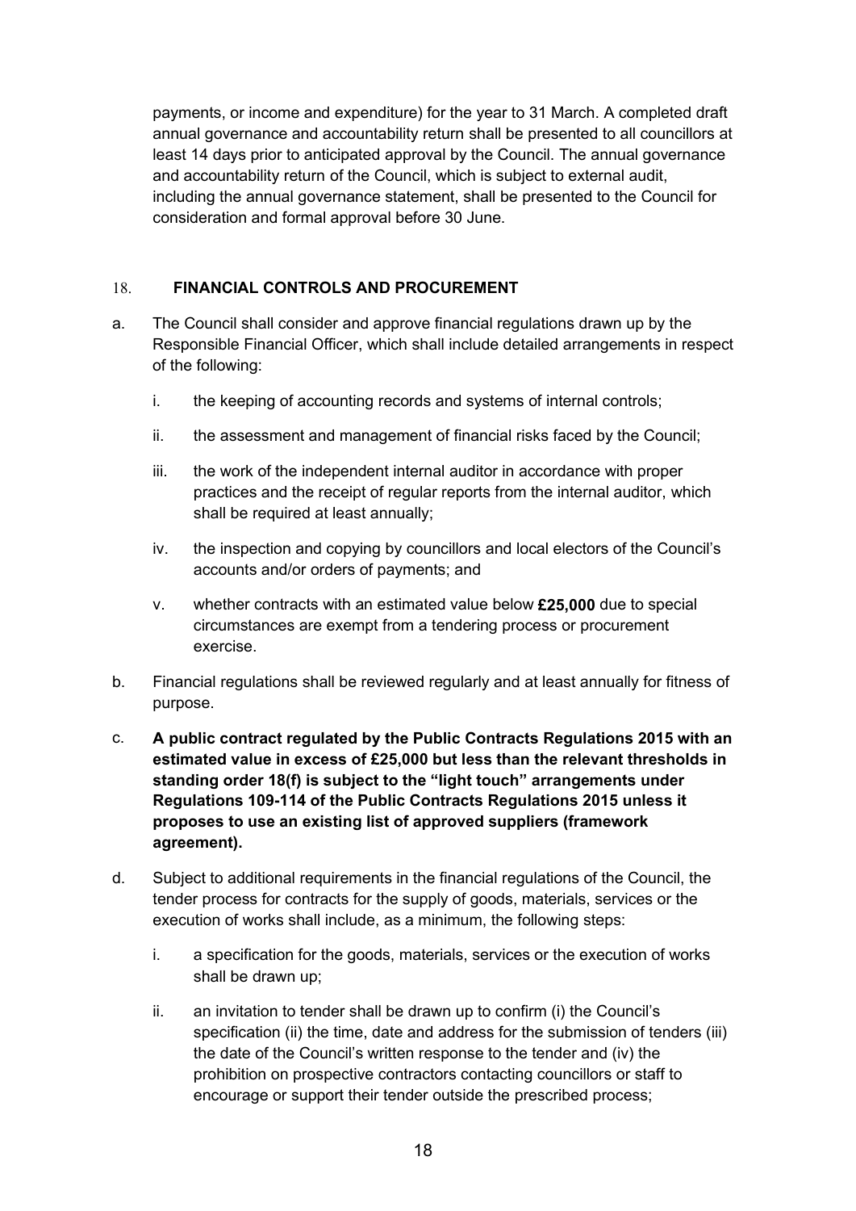payments, or income and expenditure) for the year to 31 March. A completed draft annual governance and accountability return shall be presented to all councillors at least 14 days prior to anticipated approval by the Council. The annual governance and accountability return of the Council, which is subject to external audit, including the annual governance statement, shall be presented to the Council for consideration and formal approval before 30 June.

## 18. FINANCIAL CONTROLS AND PROCUREMENT

a. The Council shall consider and approve financial regulations drawn up by the Responsible Financial Officer, which shall include detailed arrangements in respect of the following:

   i. the keeping of accounting records and systems of internal controls;

   ii. the assessment and management of financial risks faced by the Council;

   iii. the work of the independent internal auditor in accordance with proper practices and the receipt of regular reports from the internal auditor, which shall be required at least annually;

   iv. the inspection and copying by councillors and local electors of the Council's accounts and/or orders of payments; and

   v. whether contracts with an estimated value below **£25,000** due to special circumstances are exempt from a tendering process or procurement exercise.

b. Financial regulations shall be reviewed regularly and at least annually for fitness of purpose.

c. **A public contract regulated by the Public Contracts Regulations 2015 with an estimated value in excess of £25,000 but less than the relevant thresholds in standing order 18(f) is subject to the "light touch" arrangements under Regulations 109-114 of the Public Contracts Regulations 2015 unless it proposes to use an existing list of approved suppliers (framework agreement).**

d. Subject to additional requirements in the financial regulations of the Council, the tender process for contracts for the supply of goods, materials, services or the execution of works shall include, as a minimum, the following steps:

   i. a specification for the goods, materials, services or the execution of works shall be drawn up;

   ii. an invitation to tender shall be drawn up to confirm (i) the Council's specification (ii) the time, date and address for the submission of tenders (iii) the date of the Council's written response to the tender and (iv) the prohibition on prospective contractors contacting councillors or staff to encourage or support their tender outside the prescribed process;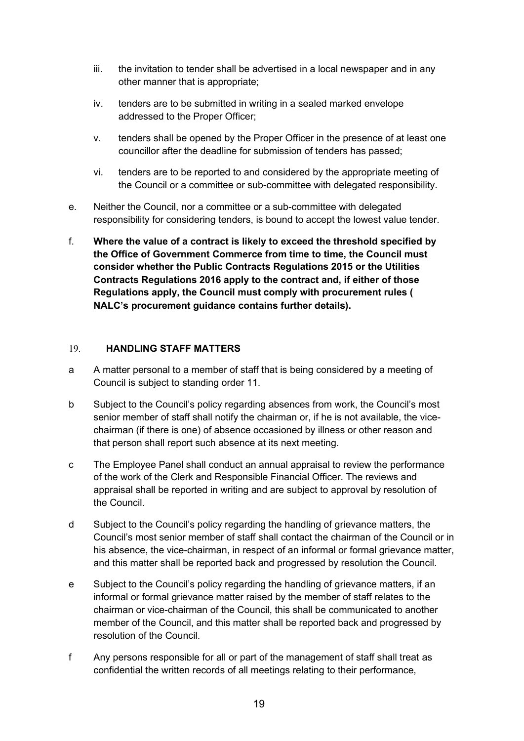iii. the invitation to tender shall be advertised in a local newspaper and in any other manner that is appropriate;

iv. tenders are to be submitted in writing in a sealed marked envelope addressed to the Proper Officer;

v. tenders shall be opened by the Proper Officer in the presence of at least one councillor after the deadline for submission of tenders has passed;

vi. tenders are to be reported to and considered by the appropriate meeting of the Council or a committee or sub-committee with delegated responsibility.

e. Neither the Council, nor a committee or a sub-committee with delegated responsibility for considering tenders, is bound to accept the lowest value tender.

f. **Where the value of a contract is likely to exceed the threshold specified by the Office of Government Commerce from time to time, the Council must consider whether the Public Contracts Regulations 2015 or the Utilities Contracts Regulations 2016 apply to the contract and, if either of those Regulations apply, the Council must comply with procurement rules ( NALC's procurement guidance contains further details).**

## 19. HANDLING STAFF MATTERS

a A matter personal to a member of staff that is being considered by a meeting of Council is subject to standing order 11.

b Subject to the Council's policy regarding absences from work, the Council's most senior member of staff shall notify the chairman or, if he is not available, the vice-chairman (if there is one) of absence occasioned by illness or other reason and that person shall report such absence at its next meeting.

c The Employee Panel shall conduct an annual appraisal to review the performance of the work of the Clerk and Responsible Financial Officer. The reviews and appraisal shall be reported in writing and are subject to approval by resolution of the Council.

d Subject to the Council's policy regarding the handling of grievance matters, the Council's most senior member of staff shall contact the chairman of the Council or in his absence, the vice-chairman, in respect of an informal or formal grievance matter, and this matter shall be reported back and progressed by resolution the Council.

e Subject to the Council's policy regarding the handling of grievance matters, if an informal or formal grievance matter raised by the member of staff relates to the chairman or vice-chairman of the Council, this shall be communicated to another member of the Council, and this matter shall be reported back and progressed by resolution of the Council.

f Any persons responsible for all or part of the management of staff shall treat as confidential the written records of all meetings relating to their performance,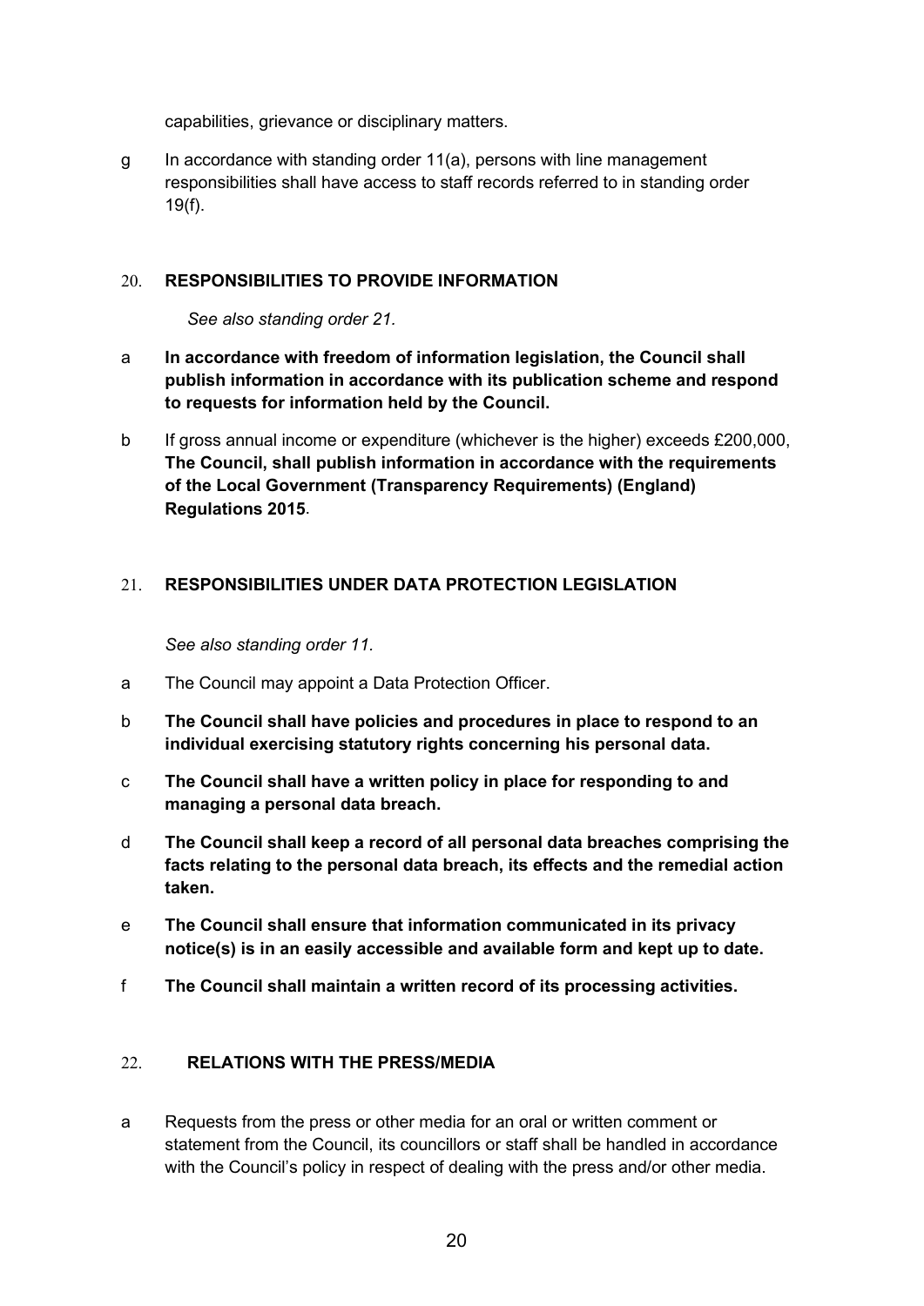capabilities, grievance or disciplinary matters.

g In accordance with standing order 11(a), persons with line management responsibilities shall have access to staff records referred to in standing order 19(f).

## 20. RESPONSIBILITIES TO PROVIDE INFORMATION

*See also standing order 21.*

a **In accordance with freedom of information legislation, the Council shall publish information in accordance with its publication scheme and respond to requests for information held by the Council.**

b If gross annual income or expenditure (whichever is the higher) exceeds £200,000, **The Council, shall publish information in accordance with the requirements of the Local Government (Transparency Requirements) (England) Regulations 2015**.

## 21. RESPONSIBILITIES UNDER DATA PROTECTION LEGISLATION

*See also standing order 11.*

a The Council may appoint a Data Protection Officer.

b **The Council shall have policies and procedures in place to respond to an individual exercising statutory rights concerning his personal data.**

c **The Council shall have a written policy in place for responding to and managing a personal data breach.**

d **The Council shall keep a record of all personal data breaches comprising the facts relating to the personal data breach, its effects and the remedial action taken.**

e **The Council shall ensure that information communicated in its privacy notice(s) is in an easily accessible and available form and kept up to date.**

f **The Council shall maintain a written record of its processing activities.**

## 22. RELATIONS WITH THE PRESS/MEDIA

a Requests from the press or other media for an oral or written comment or statement from the Council, its councillors or staff shall be handled in accordance with the Council's policy in respect of dealing with the press and/or other media.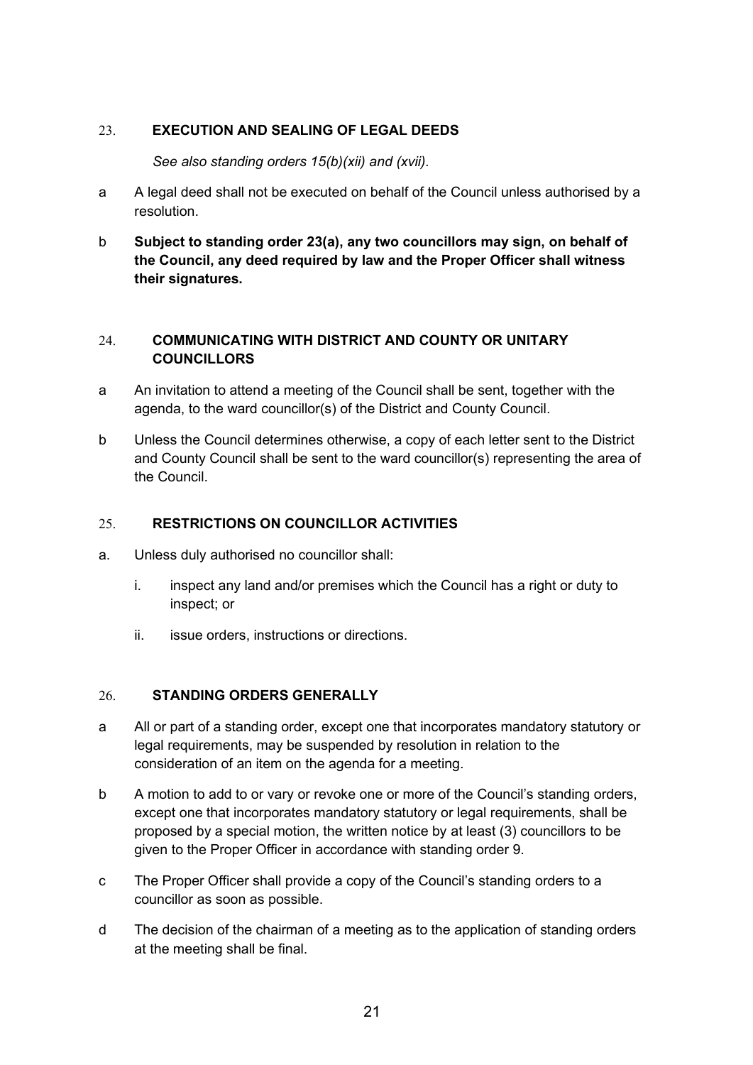## 23. EXECUTION AND SEALING OF LEGAL DEEDS

*See also standing orders 15(b)(xii) and (xvii).*

a A legal deed shall not be executed on behalf of the Council unless authorised by a resolution.

b **Subject to standing order 23(a), any two councillors may sign, on behalf of the Council, any deed required by law and the Proper Officer shall witness their signatures.**

## 24. COMMUNICATING WITH DISTRICT AND COUNTY OR UNITARY COUNCILLORS

a An invitation to attend a meeting of the Council shall be sent, together with the agenda, to the ward councillor(s) of the District and County Council.

b Unless the Council determines otherwise, a copy of each letter sent to the District and County Council shall be sent to the ward councillor(s) representing the area of the Council.

## 25. RESTRICTIONS ON COUNCILLOR ACTIVITIES

a. Unless duly authorised no councillor shall:

   i. inspect any land and/or premises which the Council has a right or duty to inspect; or

   ii. issue orders, instructions or directions.

## 26. STANDING ORDERS GENERALLY

a All or part of a standing order, except one that incorporates mandatory statutory or legal requirements, may be suspended by resolution in relation to the consideration of an item on the agenda for a meeting.

b A motion to add to or vary or revoke one or more of the Council's standing orders, except one that incorporates mandatory statutory or legal requirements, shall be proposed by a special motion, the written notice by at least (3) councillors to be given to the Proper Officer in accordance with standing order 9.

c The Proper Officer shall provide a copy of the Council's standing orders to a councillor as soon as possible.

d The decision of the chairman of a meeting as to the application of standing orders at the meeting shall be final.